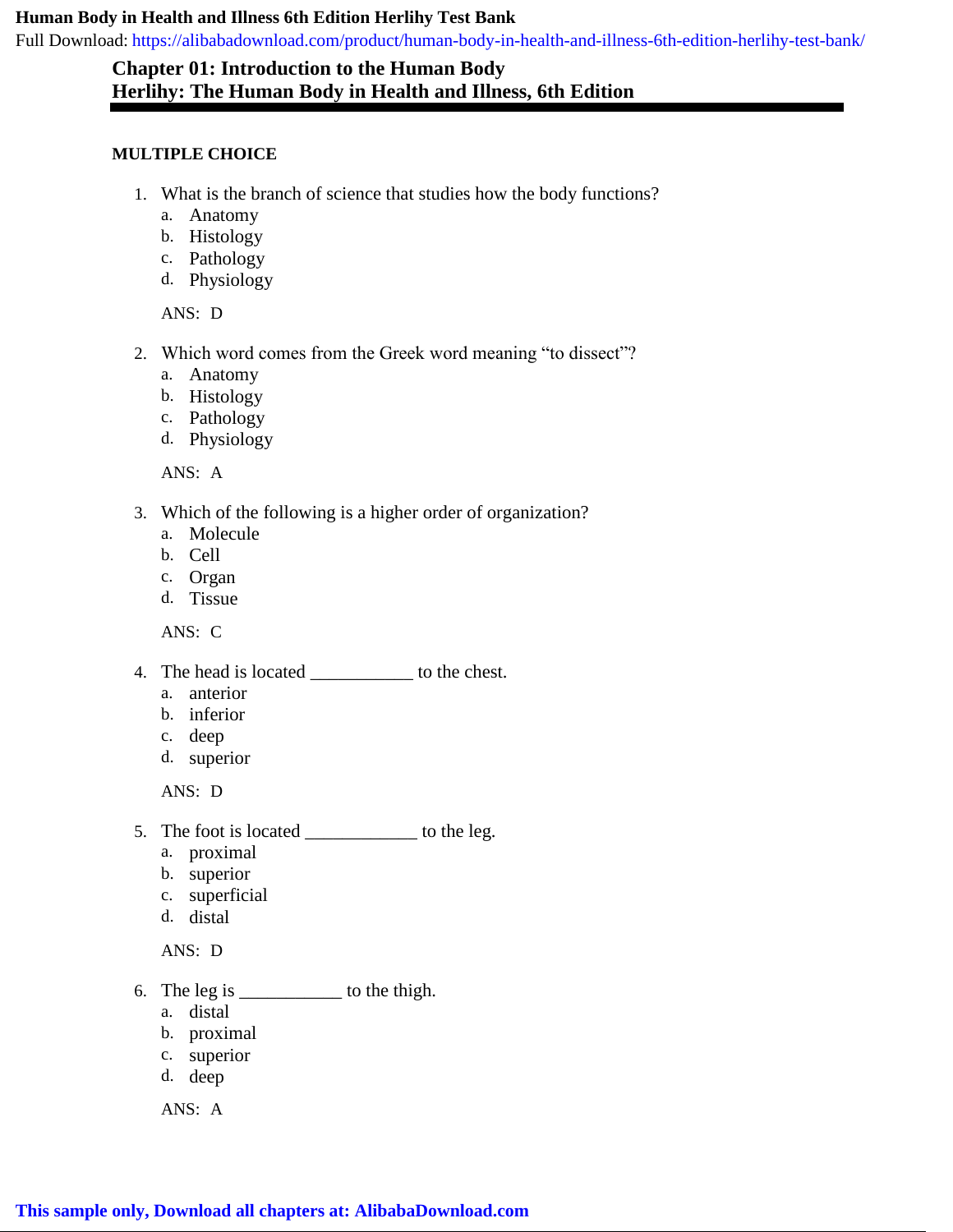## Chapter 01: Introduction to the Human Body
## Herlihy: The Human Body in Health and Illness, 6th Edition

### MULTIPLE CHOICE

1. What is the branch of science that studies how the body functions?
   a. Anatomy
   b. Histology
   c. Pathology
   d. Physiology

   ANS: D

2. Which word comes from the Greek word meaning "to dissect"?
   a. Anatomy
   b. Histology
   c. Pathology
   d. Physiology

   ANS: A

3. Which of the following is a higher order of organization?
   a. Molecule
   b. Cell
   c. Organ
   d. Tissue

   ANS: C

4. The head is located ___________ to the chest.
   a. anterior
   b. inferior
   c. deep
   d. superior

   ANS: D

5. The foot is located ____________ to the leg.
   a. proximal
   b. superior
   c. superficial
   d. distal

   ANS: D

6. The leg is ___________ to the thigh.
   a. distal
   b. proximal
   c. superior
   d. deep

   ANS: A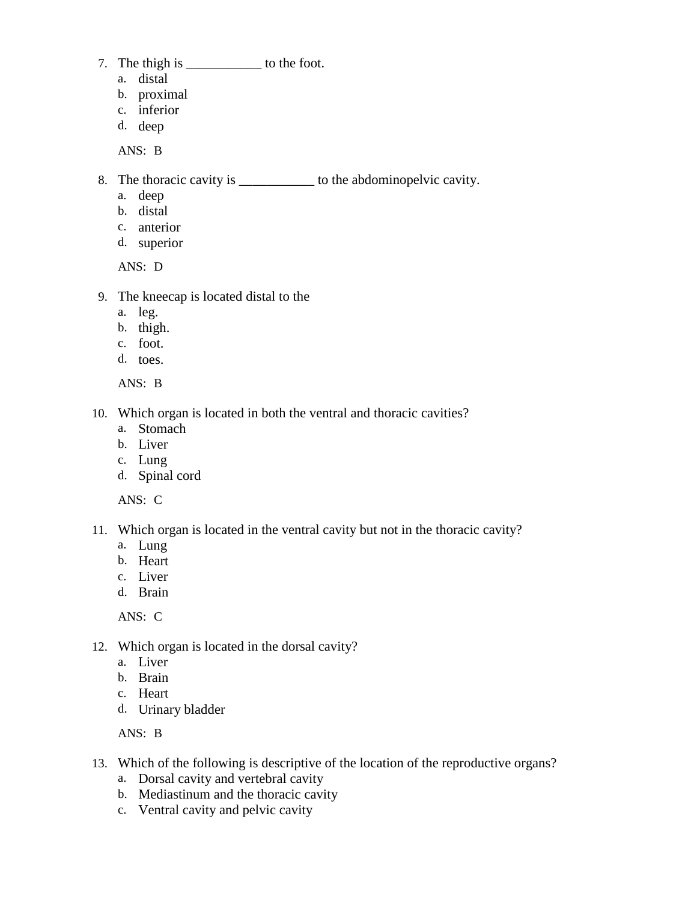7. The thigh is ___________ to the foot.
   a. distal
   b. proximal
   c. inferior
   d. deep

   ANS: B

8. The thoracic cavity is ___________ to the abdominopelvic cavity.
   a. deep
   b. distal
   c. anterior
   d. superior

   ANS: D

9. The kneecap is located distal to the
   a. leg.
   b. thigh.
   c. foot.
   d. toes.

   ANS: B

10. Which organ is located in both the ventral and thoracic cavities?
    a. Stomach
    b. Liver
    c. Lung
    d. Spinal cord

    ANS: C

11. Which organ is located in the ventral cavity but not in the thoracic cavity?
    a. Lung
    b. Heart
    c. Liver
    d. Brain

    ANS: C

12. Which organ is located in the dorsal cavity?
    a. Liver
    b. Brain
    c. Heart
    d. Urinary bladder

    ANS: B

13. Which of the following is descriptive of the location of the reproductive organs?
    a. Dorsal cavity and vertebral cavity
    b. Mediastinum and the thoracic cavity
    c. Ventral cavity and pelvic cavity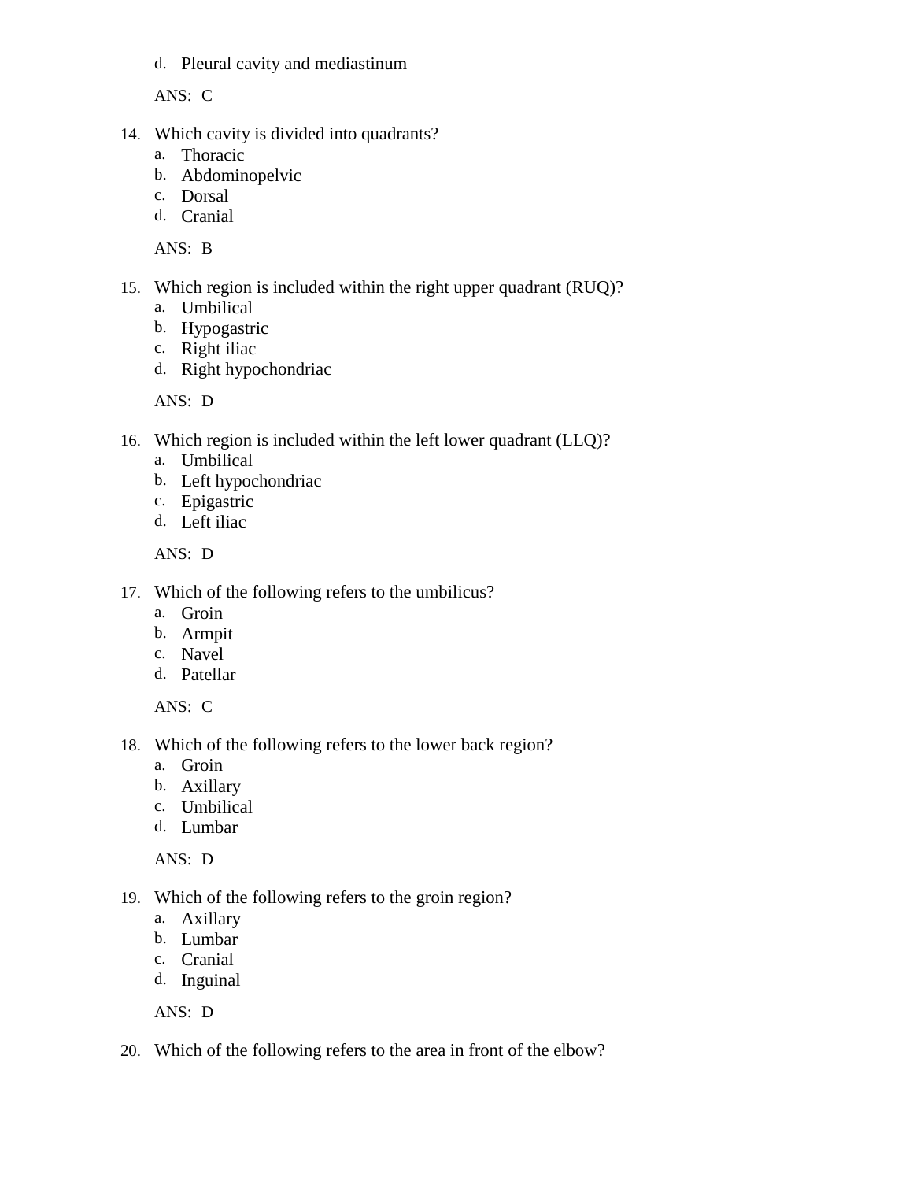d. Pleural cavity and mediastinum

ANS: C

14. Which cavity is divided into quadrants?
    a. Thoracic
    b. Abdominopelvic
    c. Dorsal
    d. Cranial

    ANS: B

15. Which region is included within the right upper quadrant (RUQ)?
    a. Umbilical
    b. Hypogastric
    c. Right iliac
    d. Right hypochondriac

    ANS: D

16. Which region is included within the left lower quadrant (LLQ)?
    a. Umbilical
    b. Left hypochondriac
    c. Epigastric
    d. Left iliac

    ANS: D

17. Which of the following refers to the umbilicus?
    a. Groin
    b. Armpit
    c. Navel
    d. Patellar

    ANS: C

18. Which of the following refers to the lower back region?
    a. Groin
    b. Axillary
    c. Umbilical
    d. Lumbar

    ANS: D

19. Which of the following refers to the groin region?
    a. Axillary
    b. Lumbar
    c. Cranial
    d. Inguinal

    ANS: D

20. Which of the following refers to the area in front of the elbow?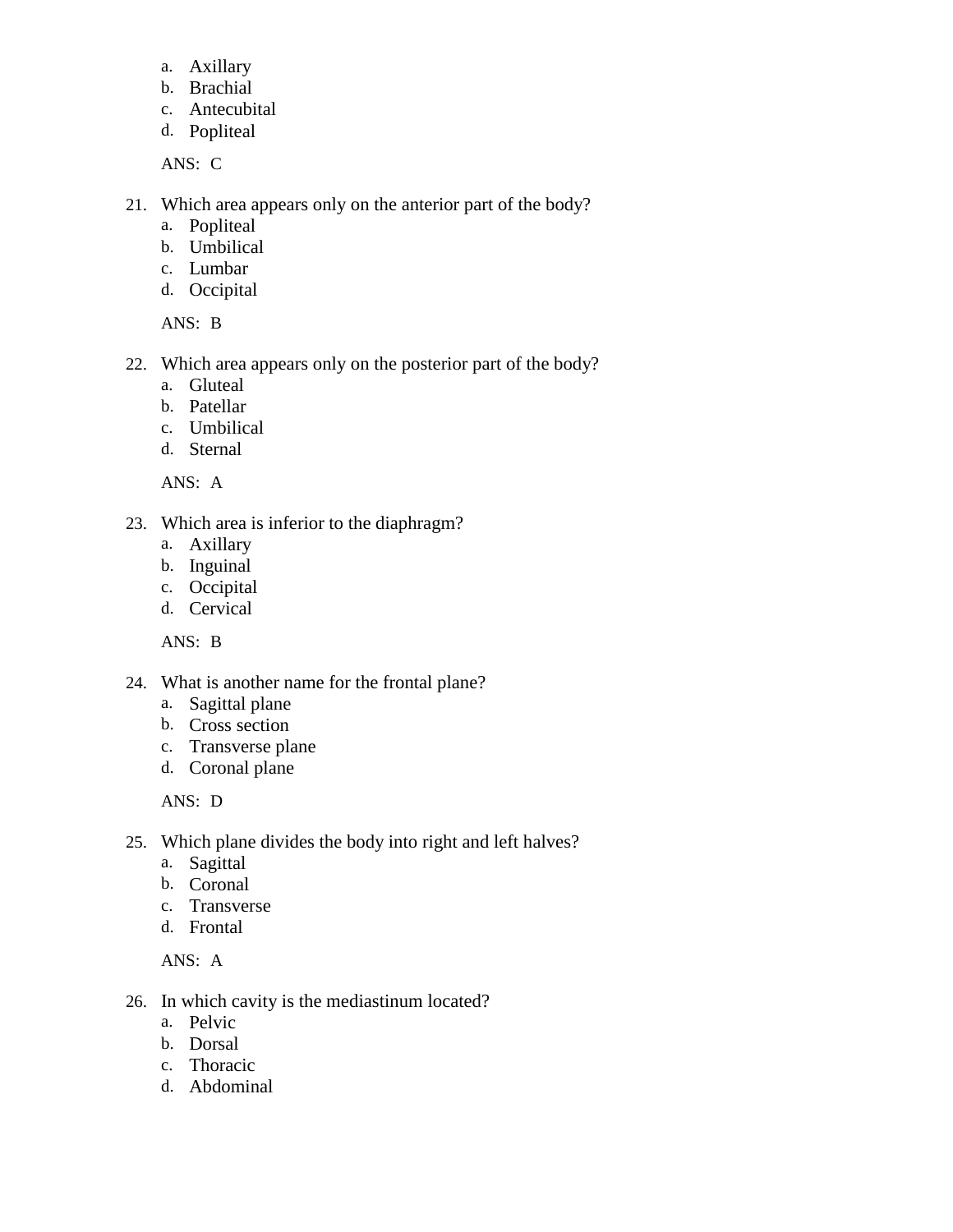a. Axillary
b. Brachial
c. Antecubital
d. Popliteal

ANS: C

21. Which area appears only on the anterior part of the body?
    a. Popliteal
    b. Umbilical
    c. Lumbar
    d. Occipital

    ANS: B

22. Which area appears only on the posterior part of the body?
    a. Gluteal
    b. Patellar
    c. Umbilical
    d. Sternal

    ANS: A

23. Which area is inferior to the diaphragm?
    a. Axillary
    b. Inguinal
    c. Occipital
    d. Cervical

    ANS: B

24. What is another name for the frontal plane?
    a. Sagittal plane
    b. Cross section
    c. Transverse plane
    d. Coronal plane

    ANS: D

25. Which plane divides the body into right and left halves?
    a. Sagittal
    b. Coronal
    c. Transverse
    d. Frontal

    ANS: A

26. In which cavity is the mediastinum located?
    a. Pelvic
    b. Dorsal
    c. Thoracic
    d. Abdominal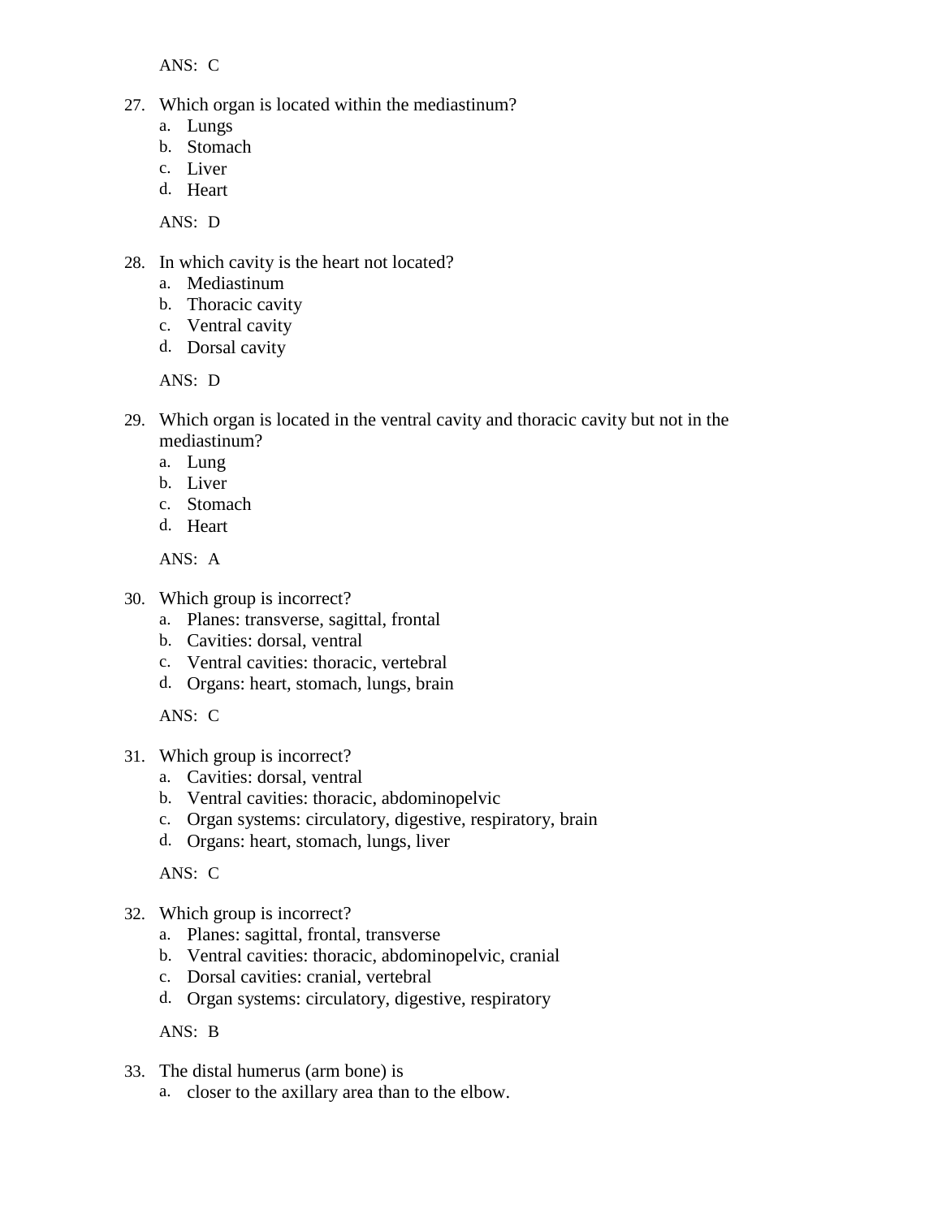ANS: C

27. Which organ is located within the mediastinum?
    a. Lungs
    b. Stomach
    c. Liver
    d. Heart

    ANS: D

28. In which cavity is the heart not located?
    a. Mediastinum
    b. Thoracic cavity
    c. Ventral cavity
    d. Dorsal cavity

    ANS: D

29. Which organ is located in the ventral cavity and thoracic cavity but not in the mediastinum?
    a. Lung
    b. Liver
    c. Stomach
    d. Heart

    ANS: A

30. Which group is incorrect?
    a. Planes: transverse, sagittal, frontal
    b. Cavities: dorsal, ventral
    c. Ventral cavities: thoracic, vertebral
    d. Organs: heart, stomach, lungs, brain

    ANS: C

31. Which group is incorrect?
    a. Cavities: dorsal, ventral
    b. Ventral cavities: thoracic, abdominopelvic
    c. Organ systems: circulatory, digestive, respiratory, brain
    d. Organs: heart, stomach, lungs, liver

    ANS: C

32. Which group is incorrect?
    a. Planes: sagittal, frontal, transverse
    b. Ventral cavities: thoracic, abdominopelvic, cranial
    c. Dorsal cavities: cranial, vertebral
    d. Organ systems: circulatory, digestive, respiratory

    ANS: B

33. The distal humerus (arm bone) is
    a. closer to the axillary area than to the elbow.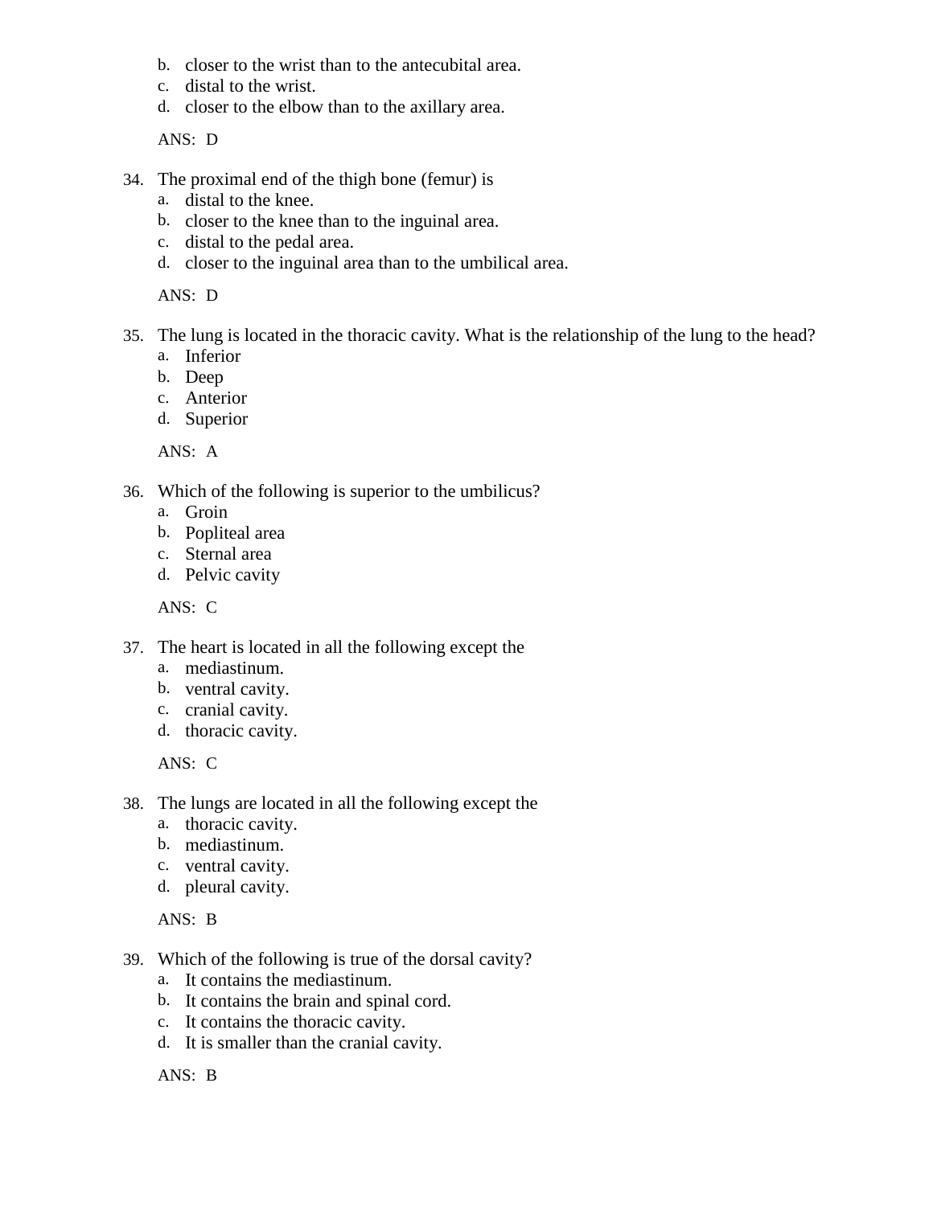b. closer to the wrist than to the antecubital area.
c. distal to the wrist.
d. closer to the elbow than to the axillary area.

ANS: D

34. The proximal end of the thigh bone (femur) is
    a. distal to the knee.
    b. closer to the knee than to the inguinal area.
    c. distal to the pedal area.
    d. closer to the inguinal area than to the umbilical area.

    ANS: D

35. The lung is located in the thoracic cavity. What is the relationship of the lung to the head?
    a. Inferior
    b. Deep
    c. Anterior
    d. Superior

    ANS: A

36. Which of the following is superior to the umbilicus?
    a. Groin
    b. Popliteal area
    c. Sternal area
    d. Pelvic cavity

    ANS: C

37. The heart is located in all the following except the
    a. mediastinum.
    b. ventral cavity.
    c. cranial cavity.
    d. thoracic cavity.

    ANS: C

38. The lungs are located in all the following except the
    a. thoracic cavity.
    b. mediastinum.
    c. ventral cavity.
    d. pleural cavity.

    ANS: B

39. Which of the following is true of the dorsal cavity?
    a. It contains the mediastinum.
    b. It contains the brain and spinal cord.
    c. It contains the thoracic cavity.
    d. It is smaller than the cranial cavity.

    ANS: B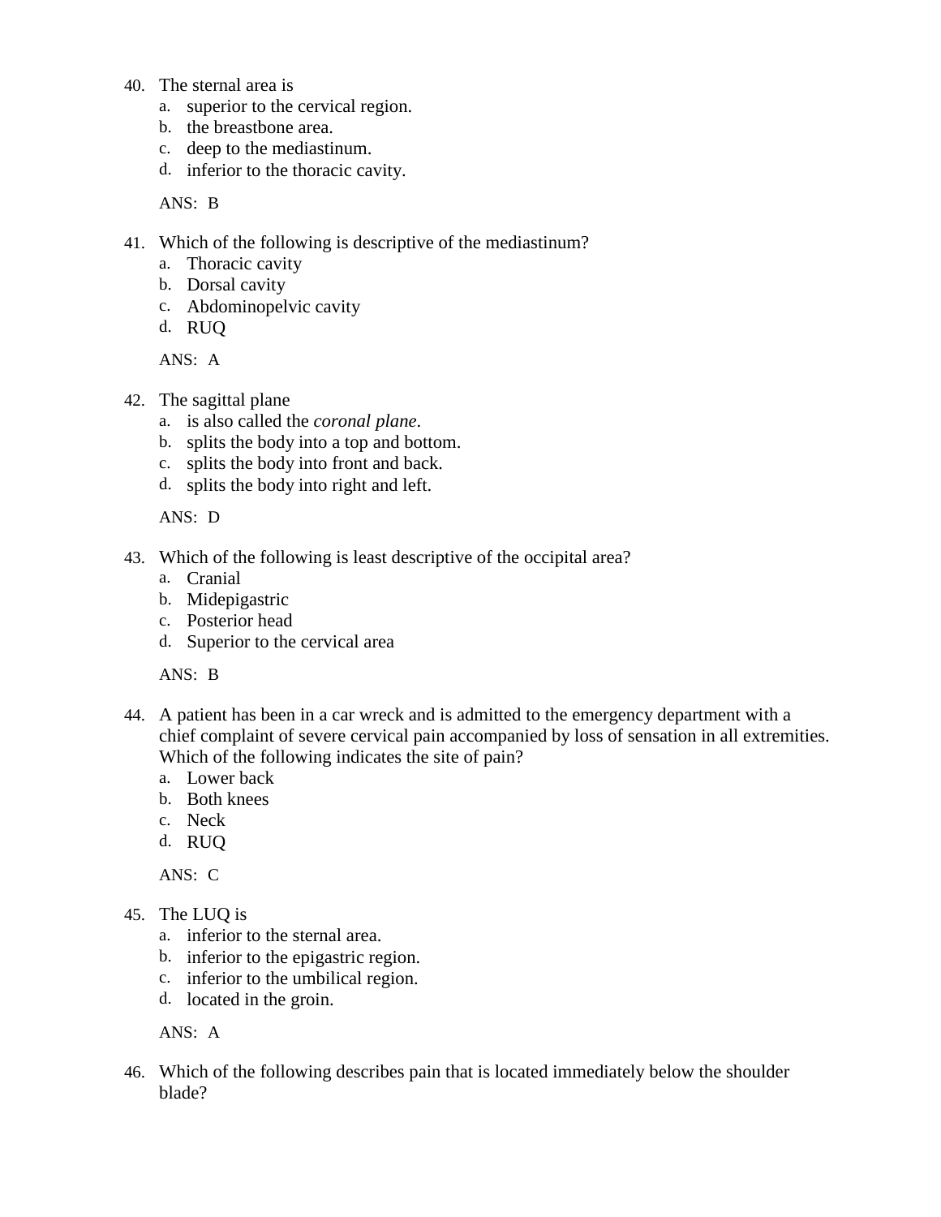40. The sternal area is
    a. superior to the cervical region.
    b. the breastbone area.
    c. deep to the mediastinum.
    d. inferior to the thoracic cavity.

    ANS: B

41. Which of the following is descriptive of the mediastinum?
    a. Thoracic cavity
    b. Dorsal cavity
    c. Abdominopelvic cavity
    d. RUQ

    ANS: A

42. The sagittal plane
    a. is also called the *coronal plane*.
    b. splits the body into a top and bottom.
    c. splits the body into front and back.
    d. splits the body into right and left.

    ANS: D

43. Which of the following is least descriptive of the occipital area?
    a. Cranial
    b. Midepigastric
    c. Posterior head
    d. Superior to the cervical area

    ANS: B

44. A patient has been in a car wreck and is admitted to the emergency department with a chief complaint of severe cervical pain accompanied by loss of sensation in all extremities. Which of the following indicates the site of pain?
    a. Lower back
    b. Both knees
    c. Neck
    d. RUQ

    ANS: C

45. The LUQ is
    a. inferior to the sternal area.
    b. inferior to the epigastric region.
    c. inferior to the umbilical region.
    d. located in the groin.

    ANS: A

46. Which of the following describes pain that is located immediately below the shoulder blade?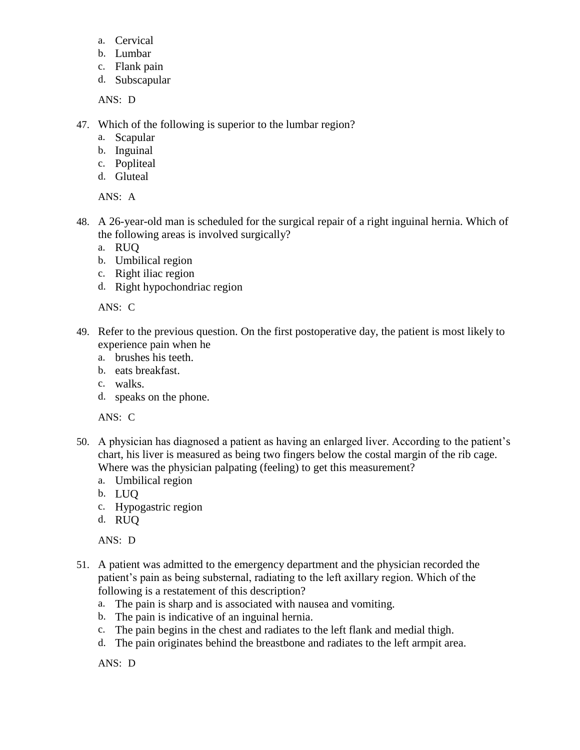a. Cervical
b. Lumbar
c. Flank pain
d. Subscapular

ANS: D

47. Which of the following is superior to the lumbar region?
    a. Scapular
    b. Inguinal
    c. Popliteal
    d. Gluteal

    ANS: A

48. A 26-year-old man is scheduled for the surgical repair of a right inguinal hernia. Which of the following areas is involved surgically?
    a. RUQ
    b. Umbilical region
    c. Right iliac region
    d. Right hypochondriac region

    ANS: C

49. Refer to the previous question. On the first postoperative day, the patient is most likely to experience pain when he
    a. brushes his teeth.
    b. eats breakfast.
    c. walks.
    d. speaks on the phone.

    ANS: C

50. A physician has diagnosed a patient as having an enlarged liver. According to the patient's chart, his liver is measured as being two fingers below the costal margin of the rib cage. Where was the physician palpating (feeling) to get this measurement?
    a. Umbilical region
    b. LUQ
    c. Hypogastric region
    d. RUQ

    ANS: D

51. A patient was admitted to the emergency department and the physician recorded the patient's pain as being substernal, radiating to the left axillary region. Which of the following is a restatement of this description?
    a. The pain is sharp and is associated with nausea and vomiting.
    b. The pain is indicative of an inguinal hernia.
    c. The pain begins in the chest and radiates to the left flank and medial thigh.
    d. The pain originates behind the breastbone and radiates to the left armpit area.

    ANS: D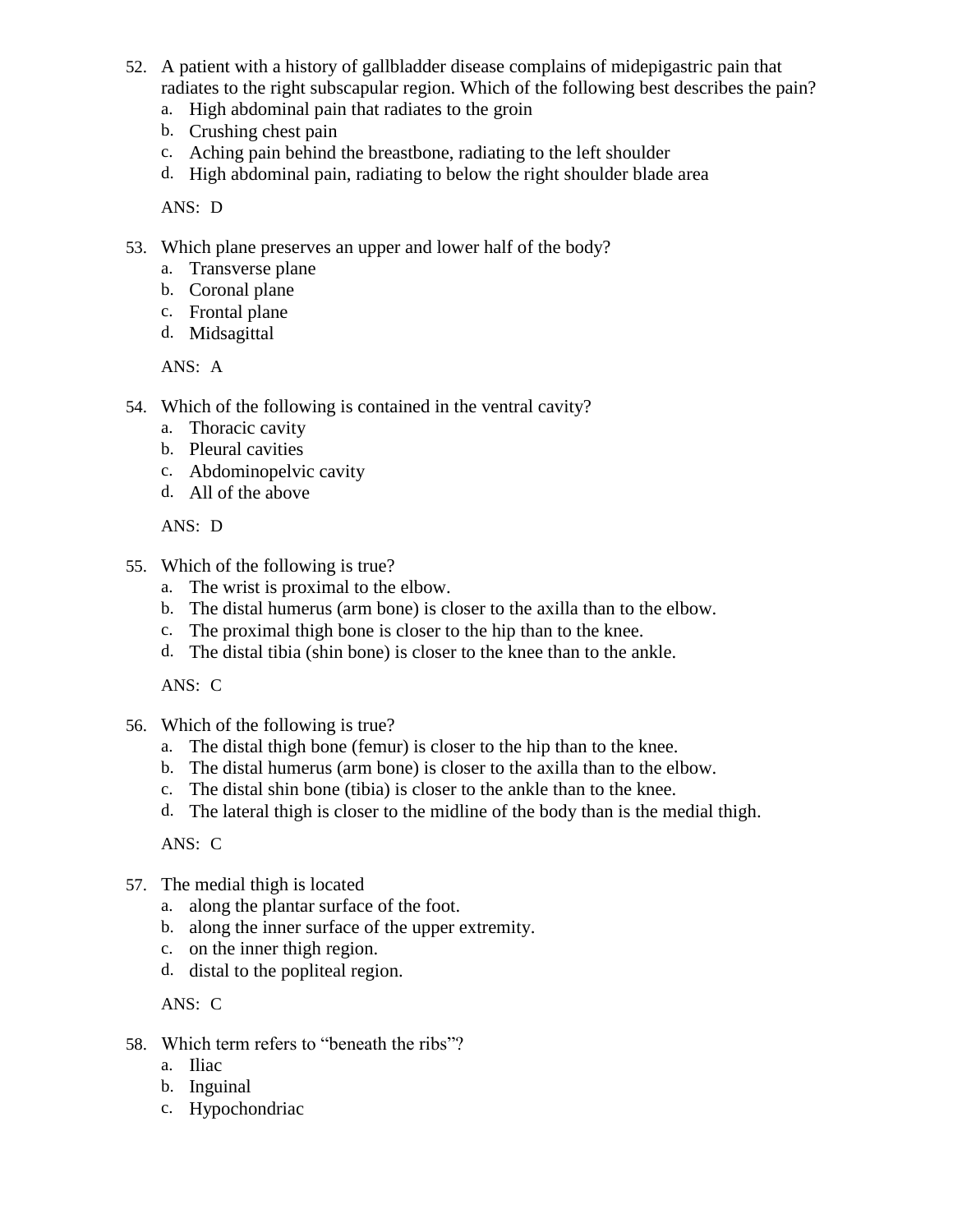52. A patient with a history of gallbladder disease complains of midepigastric pain that radiates to the right subscapular region. Which of the following best describes the pain?
    a. High abdominal pain that radiates to the groin
    b. Crushing chest pain
    c. Aching pain behind the breastbone, radiating to the left shoulder
    d. High abdominal pain, radiating to below the right shoulder blade area

    ANS: D

53. Which plane preserves an upper and lower half of the body?
    a. Transverse plane
    b. Coronal plane
    c. Frontal plane
    d. Midsagittal

    ANS: A

54. Which of the following is contained in the ventral cavity?
    a. Thoracic cavity
    b. Pleural cavities
    c. Abdominopelvic cavity
    d. All of the above

    ANS: D

55. Which of the following is true?
    a. The wrist is proximal to the elbow.
    b. The distal humerus (arm bone) is closer to the axilla than to the elbow.
    c. The proximal thigh bone is closer to the hip than to the knee.
    d. The distal tibia (shin bone) is closer to the knee than to the ankle.

    ANS: C

56. Which of the following is true?
    a. The distal thigh bone (femur) is closer to the hip than to the knee.
    b. The distal humerus (arm bone) is closer to the axilla than to the elbow.
    c. The distal shin bone (tibia) is closer to the ankle than to the knee.
    d. The lateral thigh is closer to the midline of the body than is the medial thigh.

    ANS: C

57. The medial thigh is located
    a. along the plantar surface of the foot.
    b. along the inner surface of the upper extremity.
    c. on the inner thigh region.
    d. distal to the popliteal region.

    ANS: C

58. Which term refers to "beneath the ribs"?
    a. Iliac
    b. Inguinal
    c. Hypochondriac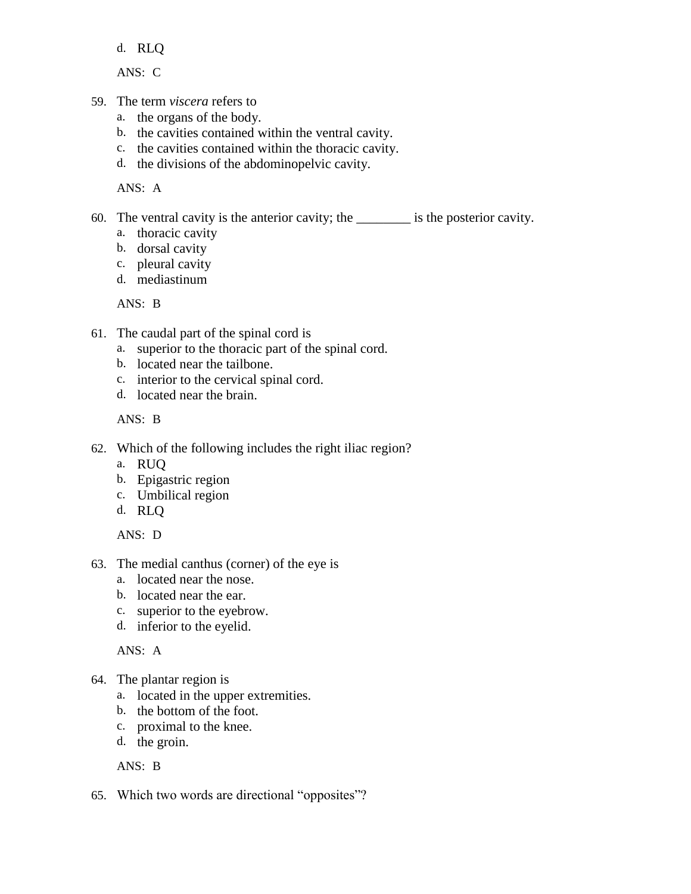d. RLQ

ANS: C

59. The term *viscera* refers to
    a. the organs of the body.
    b. the cavities contained within the ventral cavity.
    c. the cavities contained within the thoracic cavity.
    d. the divisions of the abdominopelvic cavity.

ANS: A

60. The ventral cavity is the anterior cavity; the ________ is the posterior cavity.
    a. thoracic cavity
    b. dorsal cavity
    c. pleural cavity
    d. mediastinum

ANS: B

61. The caudal part of the spinal cord is
    a. superior to the thoracic part of the spinal cord.
    b. located near the tailbone.
    c. interior to the cervical spinal cord.
    d. located near the brain.

ANS: B

62. Which of the following includes the right iliac region?
    a. RUQ
    b. Epigastric region
    c. Umbilical region
    d. RLQ

ANS: D

63. The medial canthus (corner) of the eye is
    a. located near the nose.
    b. located near the ear.
    c. superior to the eyebrow.
    d. inferior to the eyelid.

ANS: A

64. The plantar region is
    a. located in the upper extremities.
    b. the bottom of the foot.
    c. proximal to the knee.
    d. the groin.

ANS: B

65. Which two words are directional "opposites"?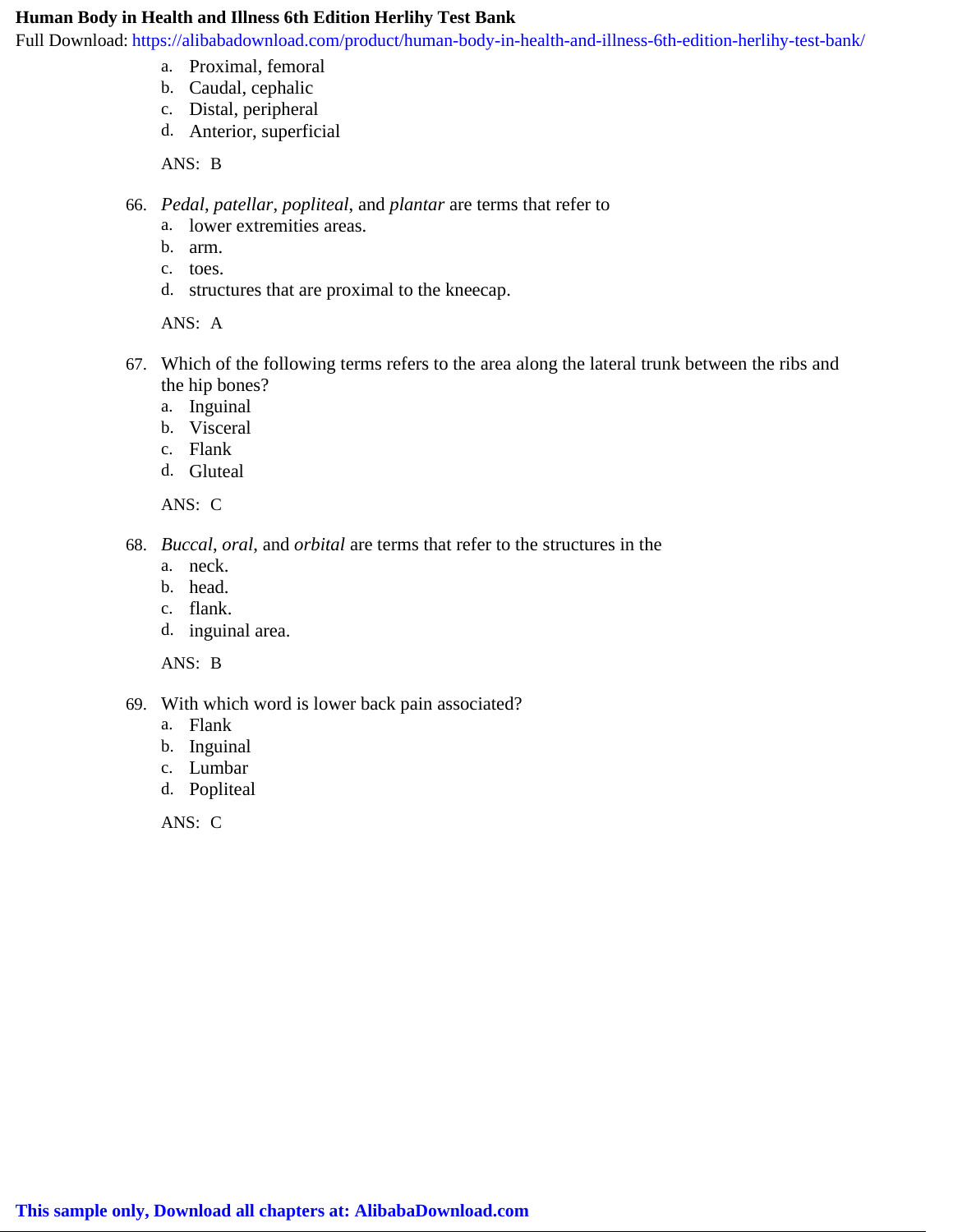a. Proximal, femoral
b. Caudal, cephalic
c. Distal, peripheral
d. Anterior, superficial

ANS: B

66. *Pedal*, *patellar*, *popliteal*, and *plantar* are terms that refer to
a. lower extremities areas.
b. arm.
c. toes.
d. structures that are proximal to the kneecap.

ANS: A

67. Which of the following terms refers to the area along the lateral trunk between the ribs and the hip bones?
a. Inguinal
b. Visceral
c. Flank
d. Gluteal

ANS: C

68. *Buccal*, *oral*, and *orbital* are terms that refer to the structures in the
a. neck.
b. head.
c. flank.
d. inguinal area.

ANS: B

69. With which word is lower back pain associated?
a. Flank
b. Inguinal
c. Lumbar
d. Popliteal

ANS: C